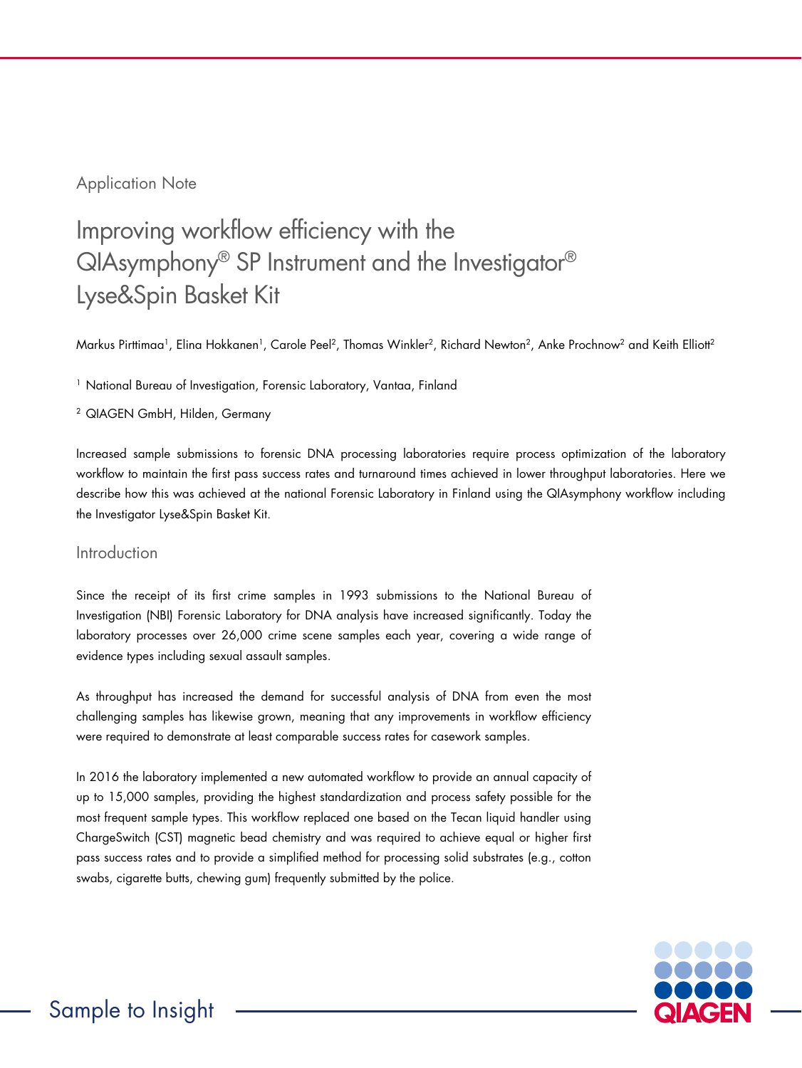Application Note

# Improving workflow efficiency with the QIAsymphony® SP Instrument and the Investigator® Lyse&Spin Basket Kit

Markus Pirttimaa[1], Elina Hokkanen[1], Carole Peel[2], Thomas Winkler[2], Richard Newton[2], Anke Prochnow[2] and Keith Elliott[2]

[1] National Bureau of Investigation, Forensic Laboratory, Vantaa, Finland

[2] QIAGEN GmbH, Hilden, Germany

Increased sample submissions to forensic DNA processing laboratories require process optimization of the laboratory workflow to maintain the first pass success rates and turnaround times achieved in lower throughput laboratories. Here we describe how this was achieved at the national Forensic Laboratory in Finland using the QIAsymphony workflow including the Investigator Lyse&Spin Basket Kit.

## Introduction

Since the receipt of its first crime samples in 1993 submissions to the National Bureau of Investigation (NBI) Forensic Laboratory for DNA analysis have increased significantly. Today the laboratory processes over 26,000 crime scene samples each year, covering a wide range of evidence types including sexual assault samples.

As throughput has increased the demand for successful analysis of DNA from even the most challenging samples has likewise grown, meaning that any improvements in workflow efficiency were required to demonstrate at least comparable success rates for casework samples.

In 2016 the laboratory implemented a new automated workflow to provide an annual capacity of up to 15,000 samples, providing the highest standardization and process safety possible for the most frequent sample types. This workflow replaced one based on the Tecan liquid handler using ChargeSwitch (CST) magnetic bead chemistry and was required to achieve equal or higher first pass success rates and to provide a simplified method for processing solid substrates (e.g., cotton swabs, cigarette butts, chewing gum) frequently submitted by the police.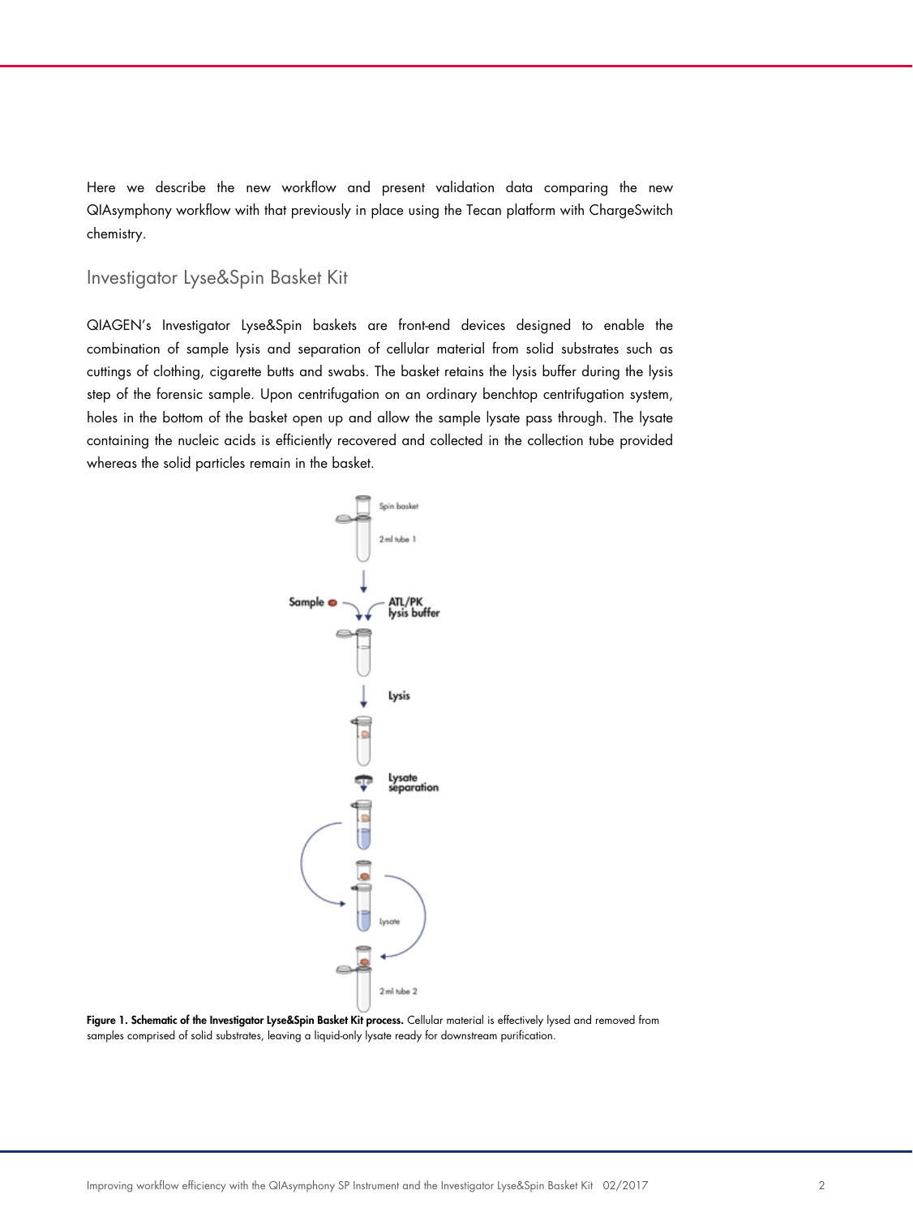Here we describe the new workflow and present validation data comparing the new QIAsymphony workflow with that previously in place using the Tecan platform with ChargeSwitch chemistry.

## Investigator Lyse&Spin Basket Kit

QIAGEN's Investigator Lyse&Spin baskets are front-end devices designed to enable the combination of sample lysis and separation of cellular material from solid substrates such as cuttings of clothing, cigarette butts and swabs. The basket retains the lysis buffer during the lysis step of the forensic sample. Upon centrifugation on an ordinary benchtop centrifugation system, holes in the bottom of the basket open up and allow the sample lysate pass through. The lysate containing the nucleic acids is efficiently recovered and collected in the collection tube provided whereas the solid particles remain in the basket.

**Figure 1. Schematic of the Investigator Lyse&Spin Basket Kit process.** Cellular material is effectively lysed and removed from samples comprised of solid substrates, leaving a liquid-only lysate ready for downstream purification.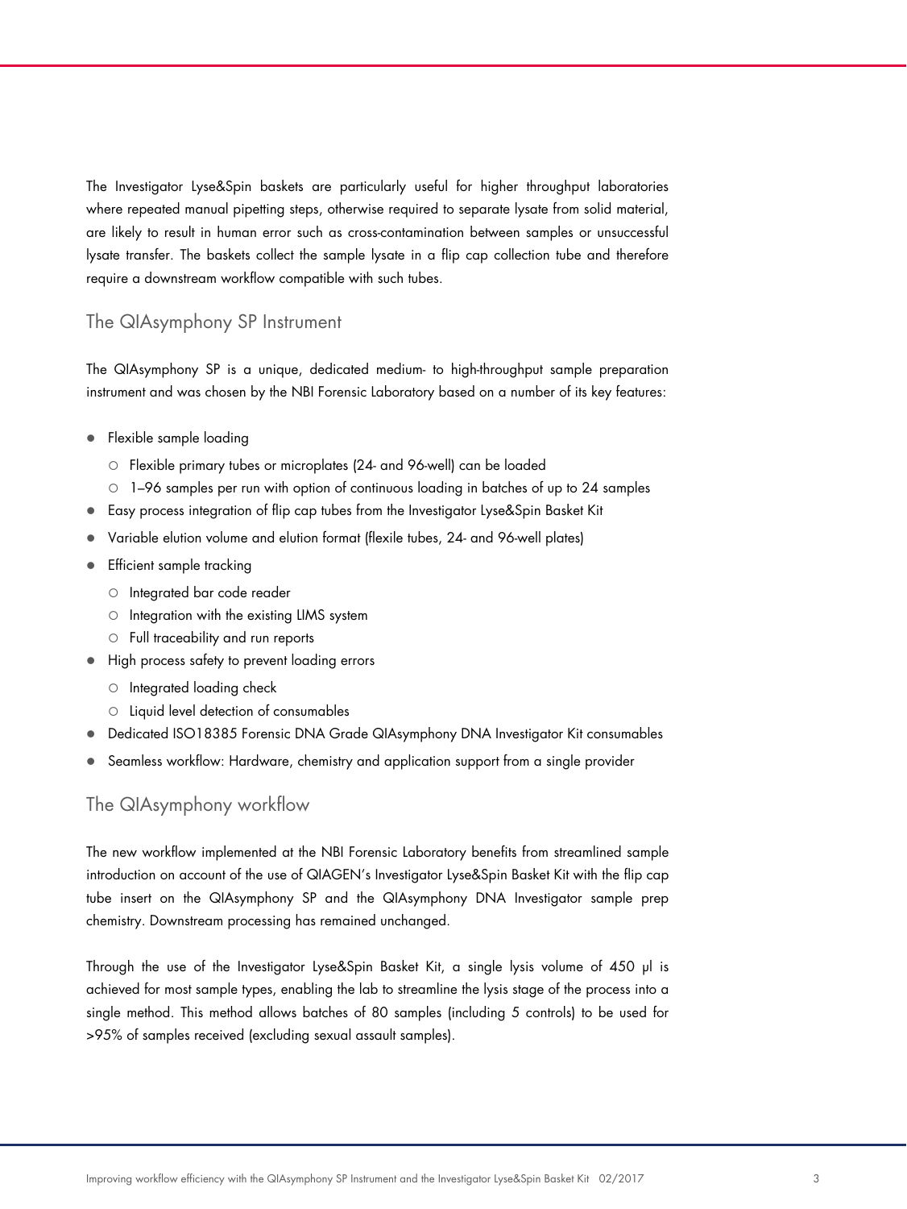The Investigator Lyse&Spin baskets are particularly useful for higher throughput laboratories where repeated manual pipetting steps, otherwise required to separate lysate from solid material, are likely to result in human error such as cross-contamination between samples or unsuccessful lysate transfer. The baskets collect the sample lysate in a flip cap collection tube and therefore require a downstream workflow compatible with such tubes.

## The QIAsymphony SP Instrument

The QIAsymphony SP is a unique, dedicated medium- to high-throughput sample preparation instrument and was chosen by the NBI Forensic Laboratory based on a number of its key features:

- Flexible sample loading
  - Flexible primary tubes or microplates (24- and 96-well) can be loaded
  - 1–96 samples per run with option of continuous loading in batches of up to 24 samples
- Easy process integration of flip cap tubes from the Investigator Lyse&Spin Basket Kit
- Variable elution volume and elution format (flexile tubes, 24- and 96-well plates)
- Efficient sample tracking
  - Integrated bar code reader
  - Integration with the existing LIMS system
  - Full traceability and run reports
- High process safety to prevent loading errors
  - Integrated loading check
  - Liquid level detection of consumables
- Dedicated ISO18385 Forensic DNA Grade QIAsymphony DNA Investigator Kit consumables
- Seamless workflow: Hardware, chemistry and application support from a single provider

## The QIAsymphony workflow

The new workflow implemented at the NBI Forensic Laboratory benefits from streamlined sample introduction on account of the use of QIAGEN's Investigator Lyse&Spin Basket Kit with the flip cap tube insert on the QIAsymphony SP and the QIAsymphony DNA Investigator sample prep chemistry. Downstream processing has remained unchanged.

Through the use of the Investigator Lyse&Spin Basket Kit, a single lysis volume of 450 µl is achieved for most sample types, enabling the lab to streamline the lysis stage of the process into a single method. This method allows batches of 80 samples (including 5 controls) to be used for >95% of samples received (excluding sexual assault samples).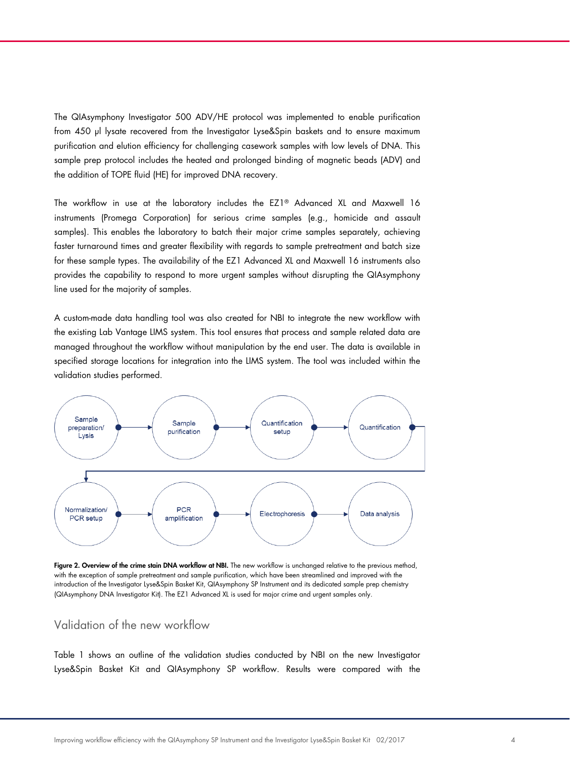The QIAsymphony Investigator 500 ADV/HE protocol was implemented to enable purification from 450 µl lysate recovered from the Investigator Lyse&Spin baskets and to ensure maximum purification and elution efficiency for challenging casework samples with low levels of DNA. This sample prep protocol includes the heated and prolonged binding of magnetic beads (ADV) and the addition of TOPE fluid (HE) for improved DNA recovery.

The workflow in use at the laboratory includes the EZ1® Advanced XL and Maxwell 16 instruments (Promega Corporation) for serious crime samples (e.g., homicide and assault samples). This enables the laboratory to batch their major crime samples separately, achieving faster turnaround times and greater flexibility with regards to sample pretreatment and batch size for these sample types. The availability of the EZ1 Advanced XL and Maxwell 16 instruments also provides the capability to respond to more urgent samples without disrupting the QIAsymphony line used for the majority of samples.

A custom-made data handling tool was also created for NBI to integrate the new workflow with the existing Lab Vantage LIMS system. This tool ensures that process and sample related data are managed throughout the workflow without manipulation by the end user. The data is available in specified storage locations for integration into the LIMS system. The tool was included within the validation studies performed.

Sample preparation/ Lysis → Sample purification → Quantification setup → Quantification → Normalization/ PCR setup → PCR amplification → Electrophoresis → Data analysis

**Figure 2. Overview of the crime stain DNA workflow at NBI.** The new workflow is unchanged relative to the previous method, with the exception of sample pretreatment and sample purification, which have been streamlined and improved with the introduction of the Investigator Lyse&Spin Basket Kit, QIAsymphony SP Instrument and its dedicated sample prep chemistry (QIAsymphony DNA Investigator Kit). The EZ1 Advanced XL is used for major crime and urgent samples only.

## Validation of the new workflow

Table 1 shows an outline of the validation studies conducted by NBI on the new Investigator Lyse&Spin Basket Kit and QIAsymphony SP workflow. Results were compared with the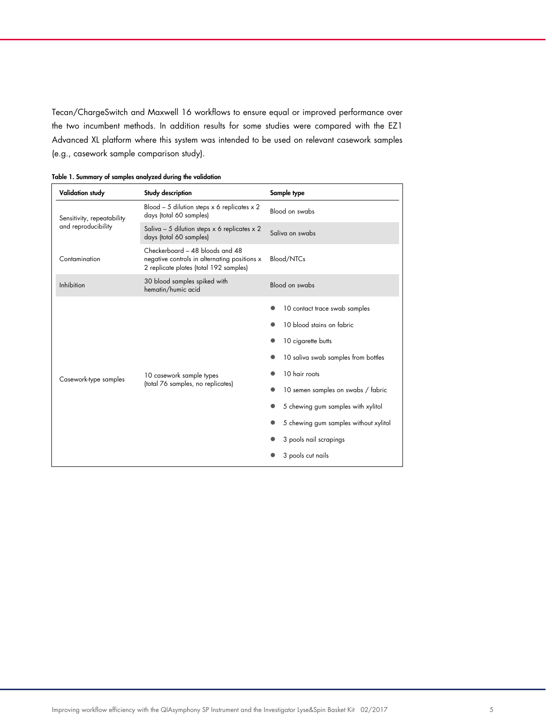Tecan/ChargeSwitch and Maxwell 16 workflows to ensure equal or improved performance over the two incumbent methods. In addition results for some studies were compared with the EZ1 Advanced XL platform where this system was intended to be used on relevant casework samples (e.g., casework sample comparison study).

**Table 1. Summary of samples analyzed during the validation**

| Validation study | Study description | Sample type |
|---|---|---|
| Sensitivity, repeatability and reproducibility | Blood – 5 dilution steps x 6 replicates x 2 days (total 60 samples) | Blood on swabs |
| | Saliva – 5 dilution steps x 6 replicates x 2 days (total 60 samples) | Saliva on swabs |
| Contamination | Checkerboard – 48 bloods and 48 negative controls in alternating positions x 2 replicate plates (total 192 samples) | Blood/NTCs |
| Inhibition | 30 blood samples spiked with hematin/humic acid | Blood on swabs |
| Casework-type samples | 10 casework sample types (total 76 samples, no replicates) | • 10 contact trace swab samples<br>• 10 blood stains on fabric<br>• 10 cigarette butts<br>• 10 saliva swab samples from bottles<br>• 10 hair roots<br>• 10 semen samples on swabs / fabric<br>• 5 chewing gum samples with xylitol<br>• 5 chewing gum samples without xylitol<br>• 3 pools nail scrapings<br>• 3 pools cut nails |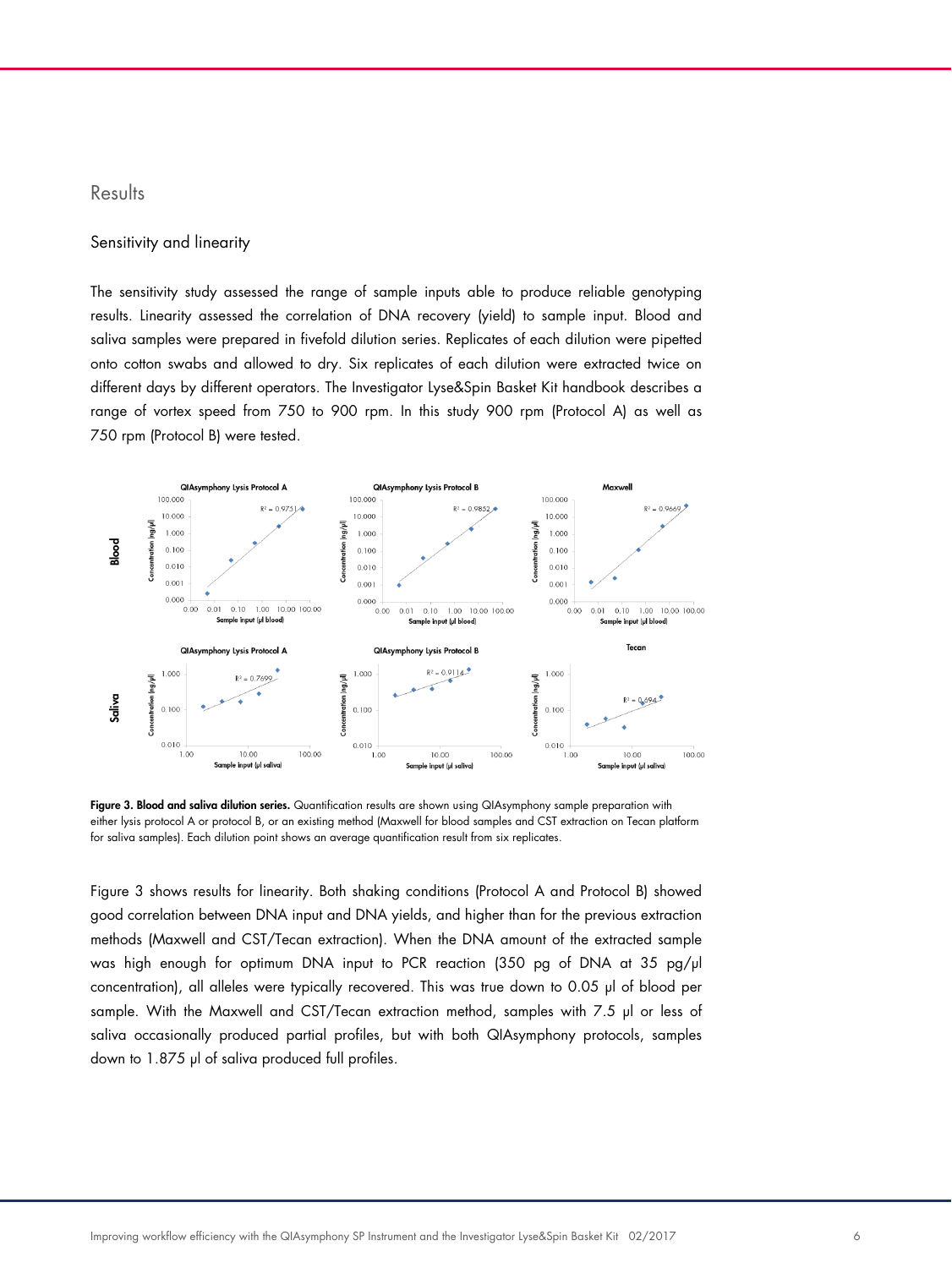## Results

### Sensitivity and linearity

The sensitivity study assessed the range of sample inputs able to produce reliable genotyping results. Linearity assessed the correlation of DNA recovery (yield) to sample input. Blood and saliva samples were prepared in fivefold dilution series. Replicates of each dilution were pipetted onto cotton swabs and allowed to dry. Six replicates of each dilution were extracted twice on different days by different operators. The Investigator Lyse&Spin Basket Kit handbook describes a range of vortex speed from 750 to 900 rpm. In this study 900 rpm (Protocol A) as well as 750 rpm (Protocol B) were tested.

**Figure 3. Blood and saliva dilution series.** Quantification results are shown using QIAsymphony sample preparation with either lysis protocol A or protocol B, or an existing method (Maxwell for blood samples and CST extraction on Tecan platform for saliva samples). Each dilution point shows an average quantification result from six replicates.

Figure 3 shows results for linearity. Both shaking conditions (Protocol A and Protocol B) showed good correlation between DNA input and DNA yields, and higher than for the previous extraction methods (Maxwell and CST/Tecan extraction). When the DNA amount of the extracted sample was high enough for optimum DNA input to PCR reaction (350 pg of DNA at 35 pg/µl concentration), all alleles were typically recovered. This was true down to 0.05 µl of blood per sample. With the Maxwell and CST/Tecan extraction method, samples with 7.5 µl or less of saliva occasionally produced partial profiles, but with both QIAsymphony protocols, samples down to 1.875 µl of saliva produced full profiles.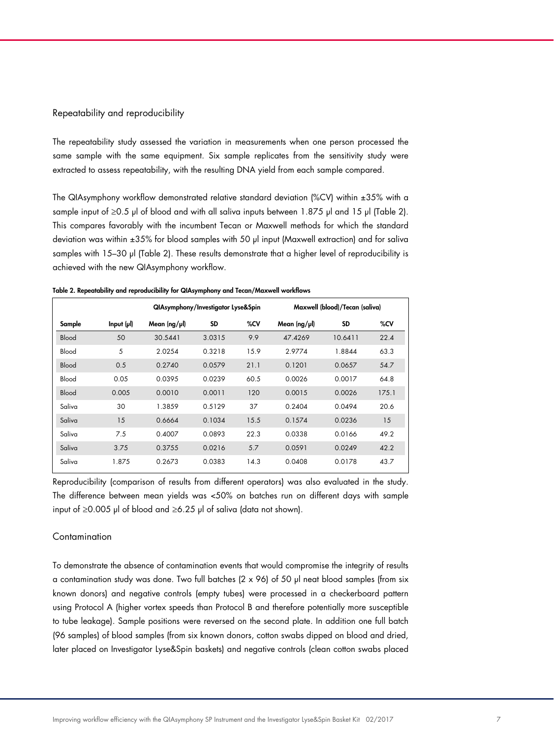## Repeatability and reproducibility

The repeatability study assessed the variation in measurements when one person processed the same sample with the same equipment. Six sample replicates from the sensitivity study were extracted to assess repeatability, with the resulting DNA yield from each sample compared.

The QIAsymphony workflow demonstrated relative standard deviation (%CV) within ±35% with a sample input of ≥0.5 µl of blood and with all saliva inputs between 1.875 µl and 15 µl (Table 2). This compares favorably with the incumbent Tecan or Maxwell methods for which the standard deviation was within ±35% for blood samples with 50 µl input (Maxwell extraction) and for saliva samples with 15–30 µl (Table 2). These results demonstrate that a higher level of reproducibility is achieved with the new QIAsymphony workflow.

**Table 2. Repeatability and reproducibility for QIAsymphony and Tecan/Maxwell workflows**

| | | QIAsymphony/Investigator Lyse&Spin | | | Maxwell (blood)/Tecan (saliva) | | |
|---|---|---|---|---|---|---|---|
| **Sample** | **Input (µl)** | **Mean (ng/µl)** | **SD** | **%CV** | **Mean (ng/µl)** | **SD** | **%CV** |
| Blood | 50 | 30.5441 | 3.0315 | 9.9 | 47.4269 | 10.6411 | 22.4 |
| Blood | 5 | 2.0254 | 0.3218 | 15.9 | 2.9774 | 1.8844 | 63.3 |
| Blood | 0.5 | 0.2740 | 0.0579 | 21.1 | 0.1201 | 0.0657 | 54.7 |
| Blood | 0.05 | 0.0395 | 0.0239 | 60.5 | 0.0026 | 0.0017 | 64.8 |
| Blood | 0.005 | 0.0010 | 0.0011 | 120 | 0.0015 | 0.0026 | 175.1 |
| Saliva | 30 | 1.3859 | 0.5129 | 37 | 0.2404 | 0.0494 | 20.6 |
| Saliva | 15 | 0.6664 | 0.1034 | 15.5 | 0.1574 | 0.0236 | 15 |
| Saliva | 7.5 | 0.4007 | 0.0893 | 22.3 | 0.0338 | 0.0166 | 49.2 |
| Saliva | 3.75 | 0.3755 | 0.0216 | 5.7 | 0.0591 | 0.0249 | 42.2 |
| Saliva | 1.875 | 0.2673 | 0.0383 | 14.3 | 0.0408 | 0.0178 | 43.7 |

Reproducibility (comparison of results from different operators) was also evaluated in the study. The difference between mean yields was <50% on batches run on different days with sample input of ≥0.005 µl of blood and ≥6.25 µl of saliva (data not shown).

## Contamination

To demonstrate the absence of contamination events that would compromise the integrity of results a contamination study was done. Two full batches (2 x 96) of 50 µl neat blood samples (from six known donors) and negative controls (empty tubes) were processed in a checkerboard pattern using Protocol A (higher vortex speeds than Protocol B and therefore potentially more susceptible to tube leakage). Sample positions were reversed on the second plate. In addition one full batch (96 samples) of blood samples (from six known donors, cotton swabs dipped on blood and dried, later placed on Investigator Lyse&Spin baskets) and negative controls (clean cotton swabs placed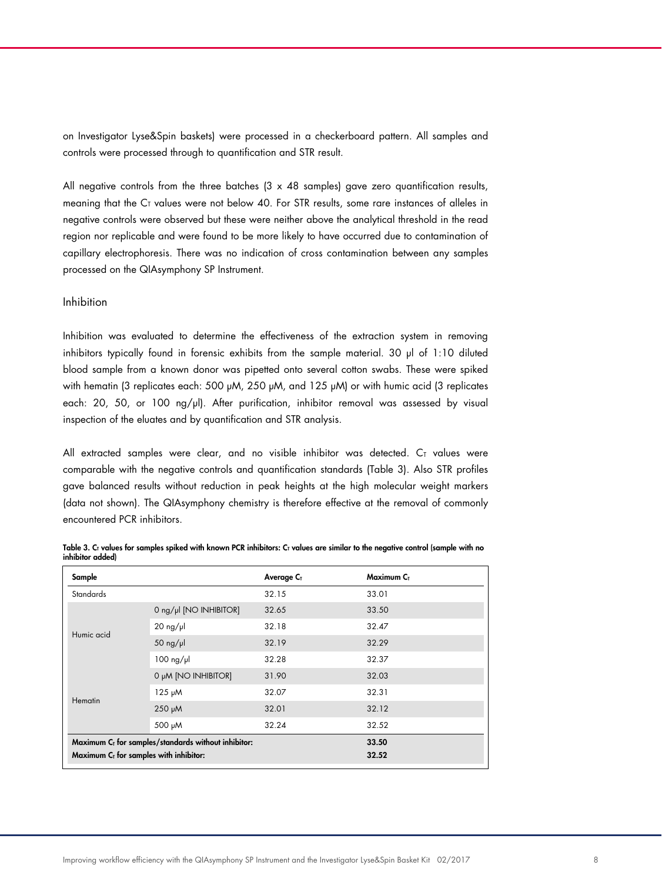on Investigator Lyse&Spin baskets) were processed in a checkerboard pattern. All samples and controls were processed through to quantification and STR result.

All negative controls from the three batches (3 x 48 samples) gave zero quantification results, meaning that the $C_T$ values were not below 40. For STR results, some rare instances of alleles in negative controls were observed but these were neither above the analytical threshold in the read region nor replicable and were found to be more likely to have occurred due to contamination of capillary electrophoresis. There was no indication of cross contamination between any samples processed on the QIAsymphony SP Instrument.

### Inhibition

Inhibition was evaluated to determine the effectiveness of the extraction system in removing inhibitors typically found in forensic exhibits from the sample material. 30 µl of 1:10 diluted blood sample from a known donor was pipetted onto several cotton swabs. These were spiked with hematin (3 replicates each: 500 µM, 250 µM, and 125 µM) or with humic acid (3 replicates each: 20, 50, or 100 ng/µl). After purification, inhibitor removal was assessed by visual inspection of the eluates and by quantification and STR analysis.

All extracted samples were clear, and no visible inhibitor was detected. $C_T$ values were comparable with the negative controls and quantification standards (Table 3). Also STR profiles gave balanced results without reduction in peak heights at the high molecular weight markers (data not shown). The QIAsymphony chemistry is therefore effective at the removal of commonly encountered PCR inhibitors.

**Table 3. $C_T$ values for samples spiked with known PCR inhibitors: $C_T$ values are similar to the negative control (sample with no inhibitor added)**

| Sample | | Average $C_T$ | Maximum $C_T$ |
|---|---|---|---|
| Standards | | 32.15 | 33.01 |
| Humic acid | 0 ng/µl [NO INHIBITOR] | 32.65 | 33.50 |
| | 20 ng/µl | 32.18 | 32.47 |
| | 50 ng/µl | 32.19 | 32.29 |
| | 100 ng/µl | 32.28 | 32.37 |
| Hematin | 0 µM [NO INHIBITOR] | 31.90 | 32.03 |
| | 125 µM | 32.07 | 32.31 |
| | 250 µM | 32.01 | 32.12 |
| | 500 µM | 32.24 | 32.52 |
| **Maximum $C_T$ for samples/standards without inhibitor:** | | | **33.50** |
| **Maximum $C_T$ for samples with inhibitor:** | | | **32.52** |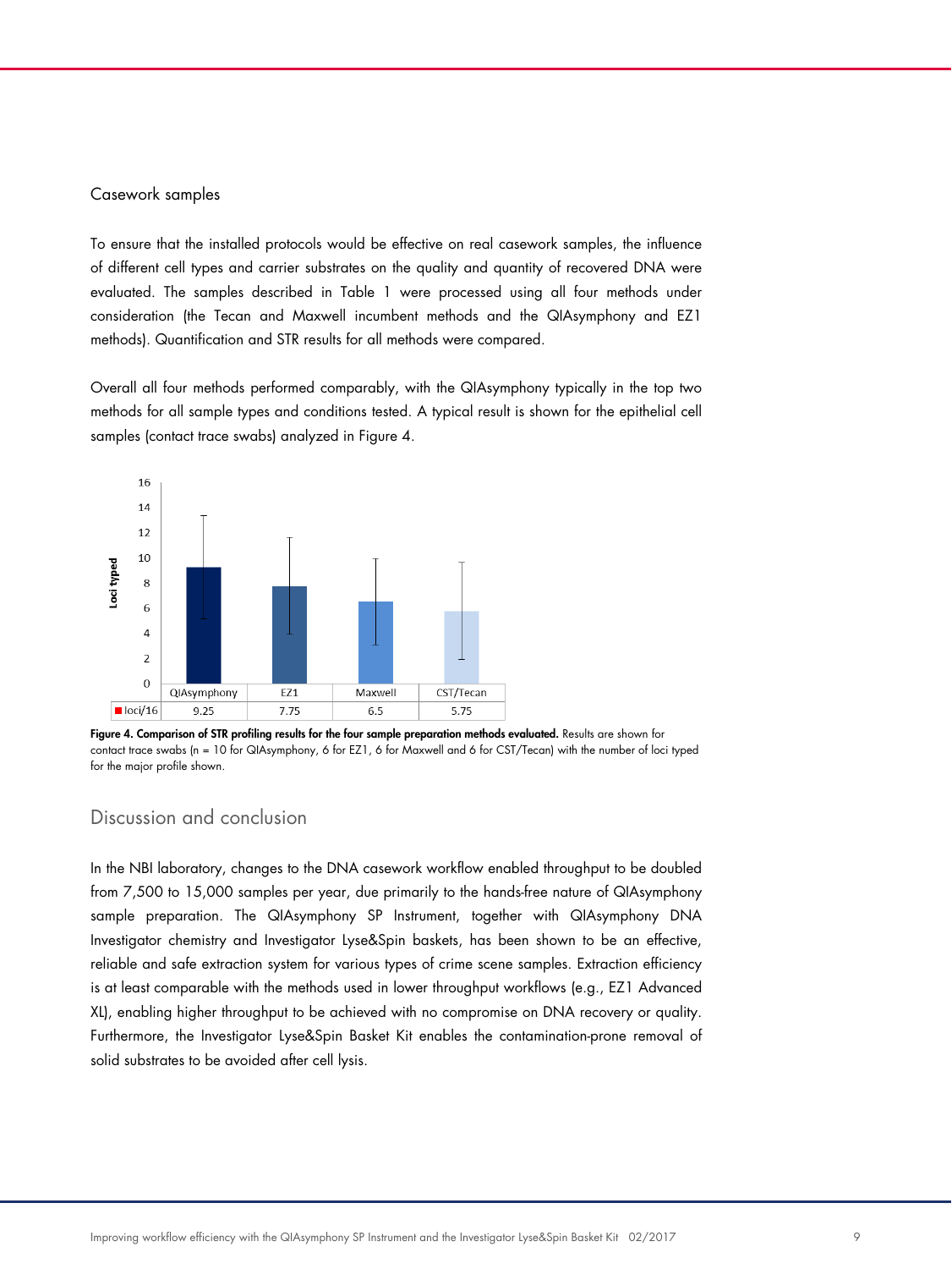### Casework samples

To ensure that the installed protocols would be effective on real casework samples, the influence of different cell types and carrier substrates on the quality and quantity of recovered DNA were evaluated. The samples described in Table 1 were processed using all four methods under consideration (the Tecan and Maxwell incumbent methods and the QIAsymphony and EZ1 methods). Quantification and STR results for all methods were compared.

Overall all four methods performed comparably, with the QIAsymphony typically in the top two methods for all sample types and conditions tested. A typical result is shown for the epithelial cell samples (contact trace swabs) analyzed in Figure 4.

| | QIAsymphony | EZ1 | Maxwell | CST/Tecan |
|---|---|---|---|---|
| loci/16 | 9.25 | 7.75 | 6.5 | 5.75 |

**Figure 4. Comparison of STR profiling results for the four sample preparation methods evaluated.** Results are shown for contact trace swabs (n = 10 for QIAsymphony, 6 for EZ1, 6 for Maxwell and 6 for CST/Tecan) with the number of loci typed for the major profile shown.

## Discussion and conclusion

In the NBI laboratory, changes to the DNA casework workflow enabled throughput to be doubled from 7,500 to 15,000 samples per year, due primarily to the hands-free nature of QIAsymphony sample preparation. The QIAsymphony SP Instrument, together with QIAsymphony DNA Investigator chemistry and Investigator Lyse&Spin baskets, has been shown to be an effective, reliable and safe extraction system for various types of crime scene samples. Extraction efficiency is at least comparable with the methods used in lower throughput workflows (e.g., EZ1 Advanced XL), enabling higher throughput to be achieved with no compromise on DNA recovery or quality. Furthermore, the Investigator Lyse&Spin Basket Kit enables the contamination-prone removal of solid substrates to be avoided after cell lysis.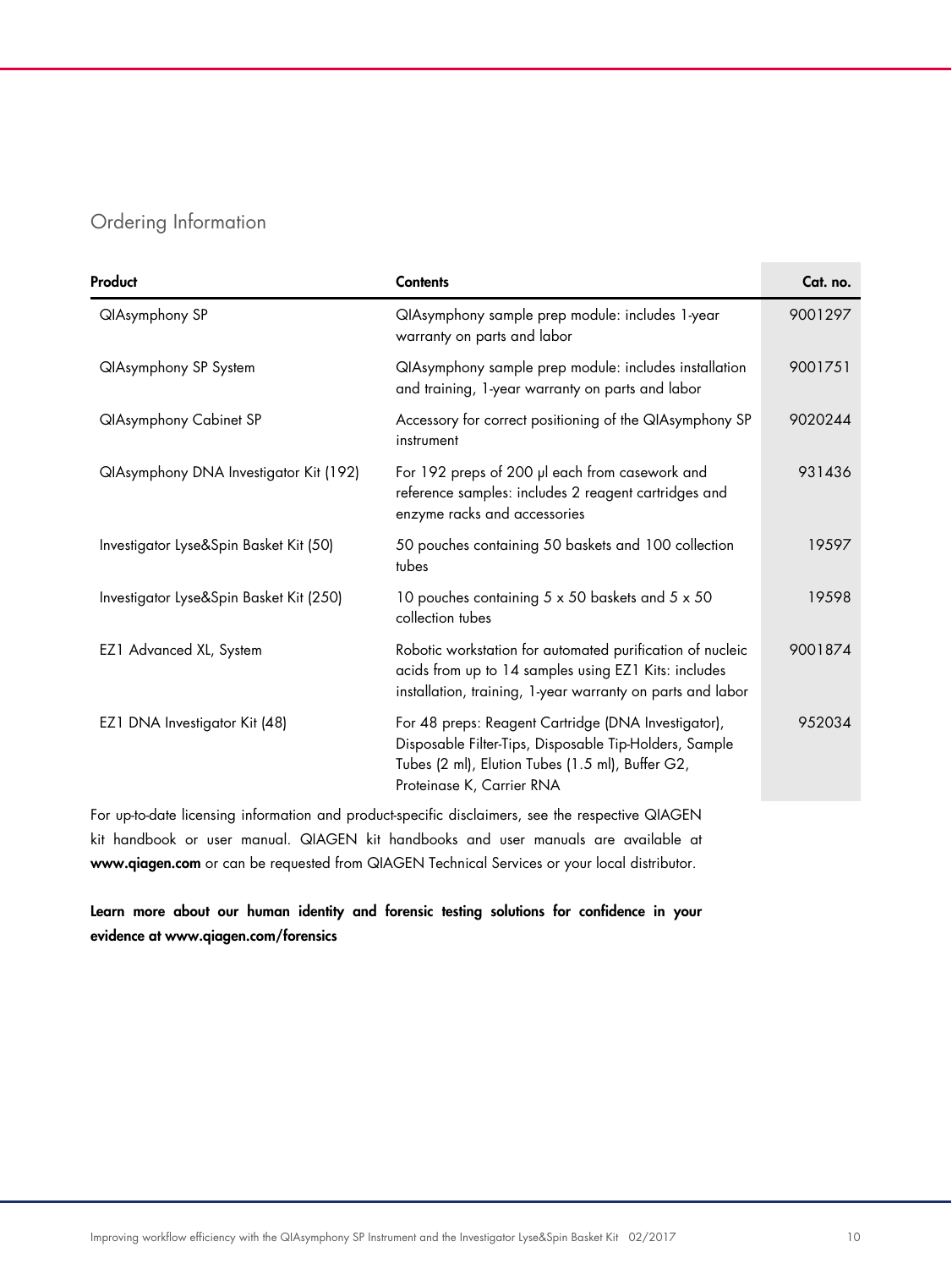## Ordering Information

| Product | Contents | Cat. no. |
|---|---|---|
| QIAsymphony SP | QIAsymphony sample prep module: includes 1-year warranty on parts and labor | 9001297 |
| QIAsymphony SP System | QIAsymphony sample prep module: includes installation and training, 1-year warranty on parts and labor | 9001751 |
| QIAsymphony Cabinet SP | Accessory for correct positioning of the QIAsymphony SP instrument | 9020244 |
| QIAsymphony DNA Investigator Kit (192) | For 192 preps of 200 µl each from casework and reference samples: includes 2 reagent cartridges and enzyme racks and accessories | 931436 |
| Investigator Lyse&Spin Basket Kit (50) | 50 pouches containing 50 baskets and 100 collection tubes | 19597 |
| Investigator Lyse&Spin Basket Kit (250) | 10 pouches containing 5 x 50 baskets and 5 x 50 collection tubes | 19598 |
| EZ1 Advanced XL, System | Robotic workstation for automated purification of nucleic acids from up to 14 samples using EZ1 Kits: includes installation, training, 1-year warranty on parts and labor | 9001874 |
| EZ1 DNA Investigator Kit (48) | For 48 preps: Reagent Cartridge (DNA Investigator), Disposable Filter-Tips, Disposable Tip-Holders, Sample Tubes (2 ml), Elution Tubes (1.5 ml), Buffer G2, Proteinase K, Carrier RNA | 952034 |

For up-to-date licensing information and product-specific disclaimers, see the respective QIAGEN kit handbook or user manual. QIAGEN kit handbooks and user manuals are available at **www.qiagen.com** or can be requested from QIAGEN Technical Services or your local distributor.

**Learn more about our human identity and forensic testing solutions for confidence in your evidence at www.qiagen.com/forensics**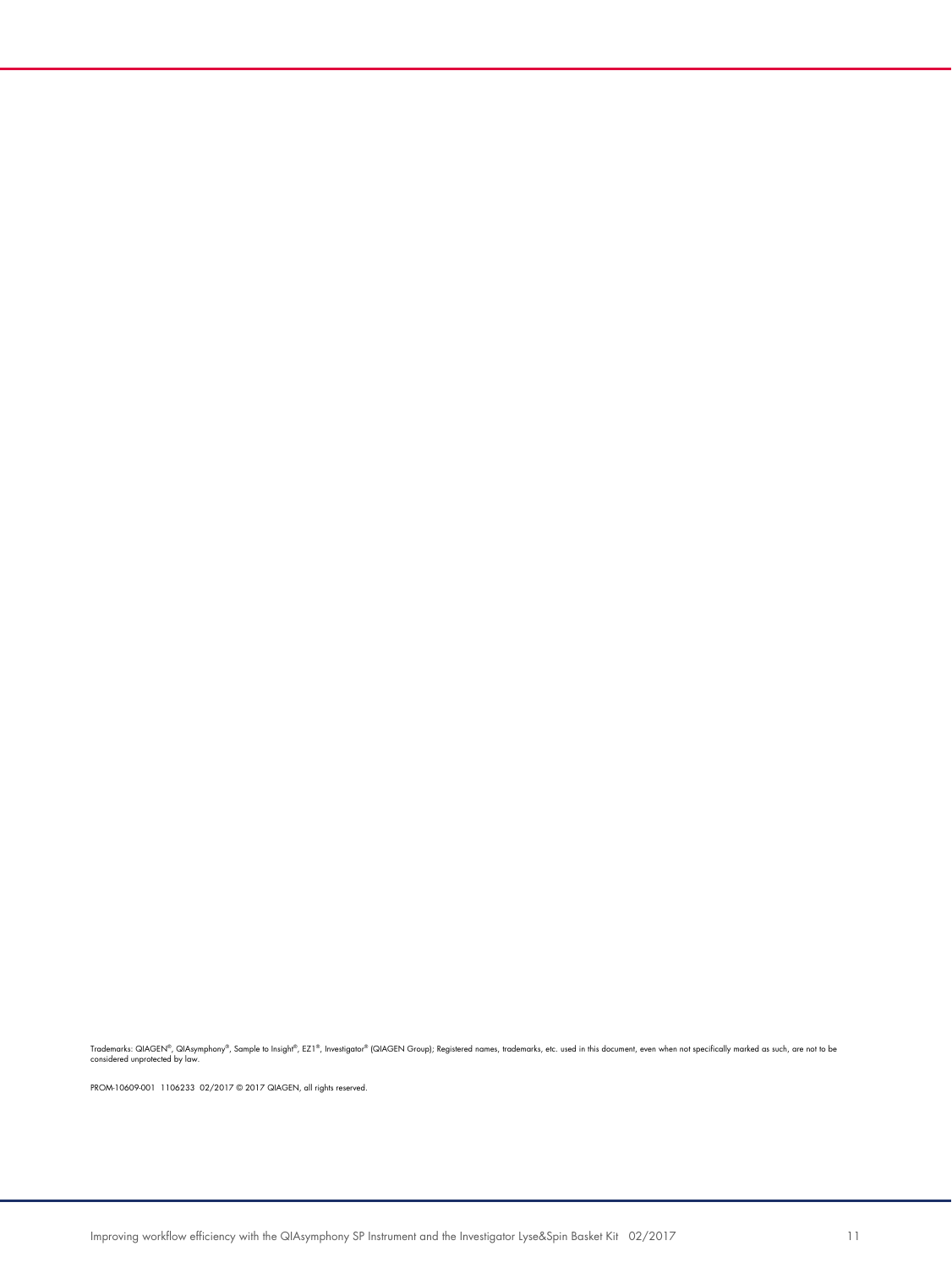Trademarks: QIAGEN®, QIAsymphony®, Sample to Insight®, EZ1®, Investigator® (QIAGEN Group); Registered names, trademarks, etc. used in this document, even when not specifically marked as such, are not to be considered unprotected by law.

PROM-10609-001 1106233 02/2017 © 2017 QIAGEN, all rights reserved.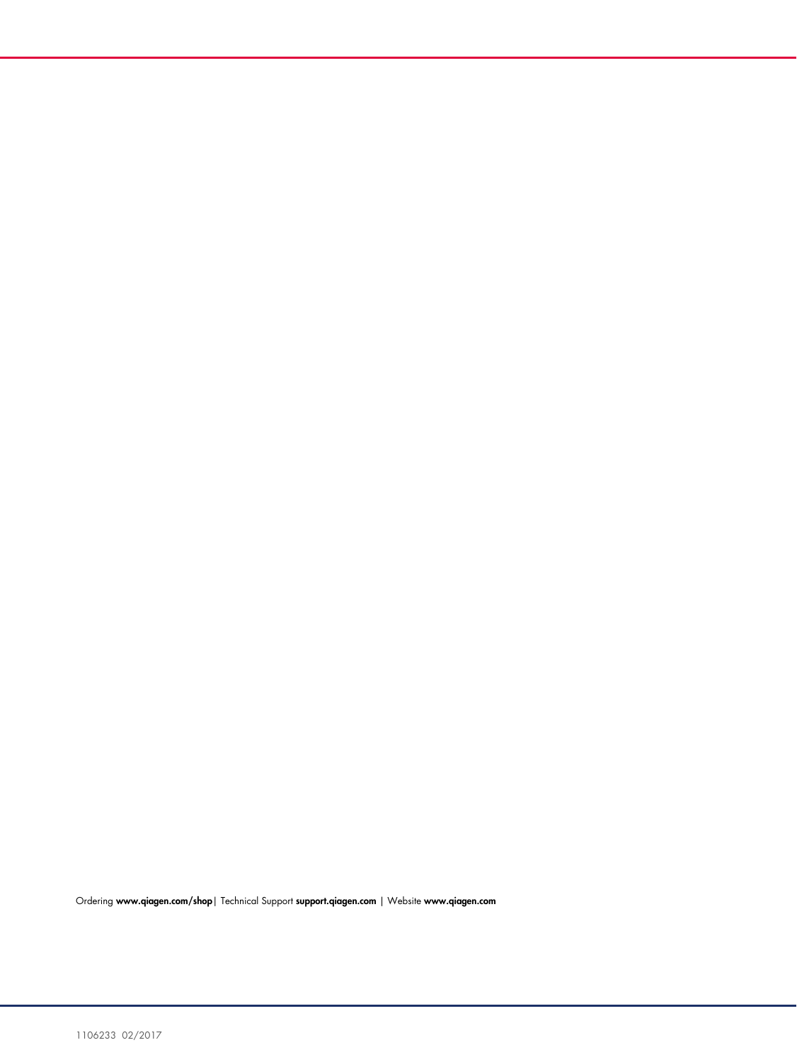Ordering **www.qiagen.com/shop** | Technical Support **support.qiagen.com** | Website **www.qiagen.com**

1106233 02/2017